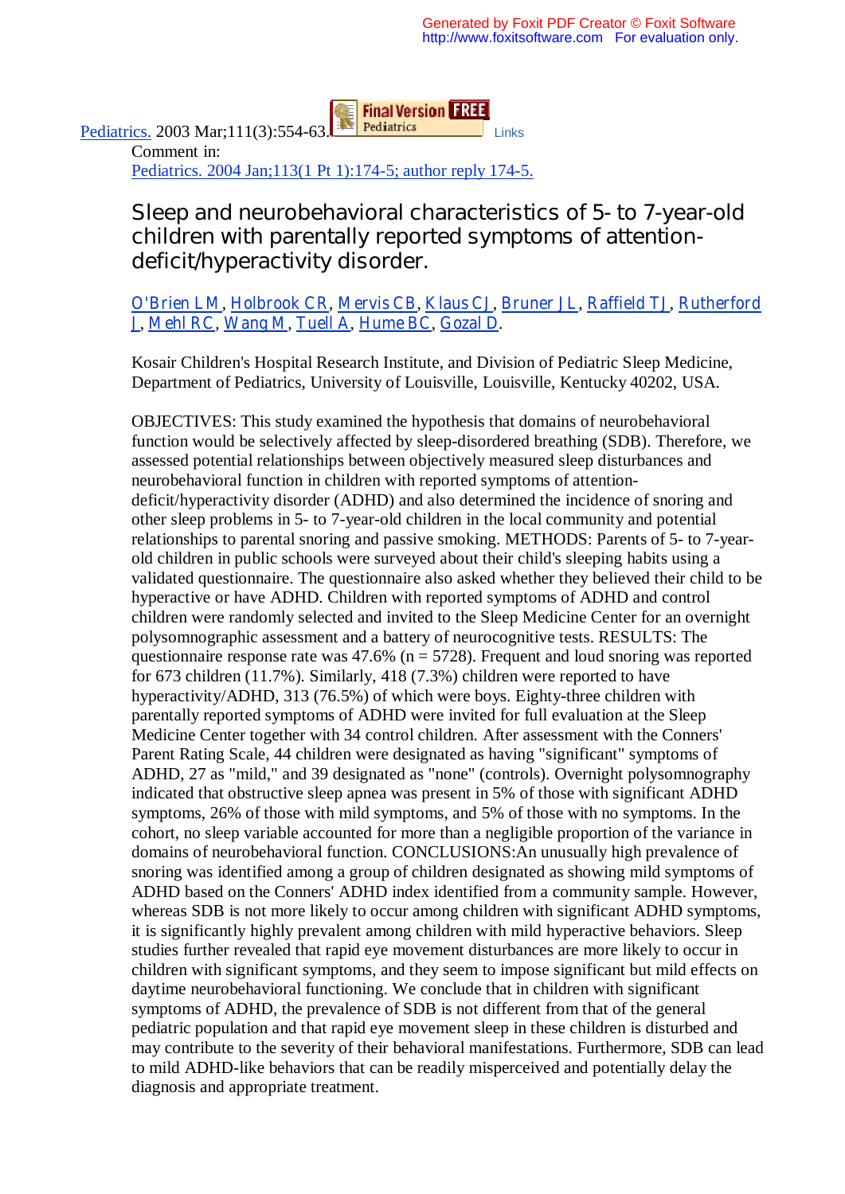Pediatrics. 2003 Mar;111(3):554-63. Links

Comment in:
Pediatrics. 2004 Jan;113(1 Pt 1):174-5; author reply 174-5.

# Sleep and neurobehavioral characteristics of 5- to 7-year-old children with parentally reported symptoms of attention-deficit/hyperactivity disorder.

O'Brien LM, Holbrook CR, Mervis CB, Klaus CJ, Bruner JL, Raffield TJ, Rutherford J, Mehl RC, Wang M, Tuell A, Hume BC, Gozal D.

Kosair Children's Hospital Research Institute, and Division of Pediatric Sleep Medicine, Department of Pediatrics, University of Louisville, Louisville, Kentucky 40202, USA.

OBJECTIVES: This study examined the hypothesis that domains of neurobehavioral function would be selectively affected by sleep-disordered breathing (SDB). Therefore, we assessed potential relationships between objectively measured sleep disturbances and neurobehavioral function in children with reported symptoms of attention-deficit/hyperactivity disorder (ADHD) and also determined the incidence of snoring and other sleep problems in 5- to 7-year-old children in the local community and potential relationships to parental snoring and passive smoking. METHODS: Parents of 5- to 7-year-old children in public schools were surveyed about their child's sleeping habits using a validated questionnaire. The questionnaire also asked whether they believed their child to be hyperactive or have ADHD. Children with reported symptoms of ADHD and control children were randomly selected and invited to the Sleep Medicine Center for an overnight polysomnographic assessment and a battery of neurocognitive tests. RESULTS: The questionnaire response rate was 47.6% (n = 5728). Frequent and loud snoring was reported for 673 children (11.7%). Similarly, 418 (7.3%) children were reported to have hyperactivity/ADHD, 313 (76.5%) of which were boys. Eighty-three children with parentally reported symptoms of ADHD were invited for full evaluation at the Sleep Medicine Center together with 34 control children. After assessment with the Conners' Parent Rating Scale, 44 children were designated as having "significant" symptoms of ADHD, 27 as "mild," and 39 designated as "none" (controls). Overnight polysomnography indicated that obstructive sleep apnea was present in 5% of those with significant ADHD symptoms, 26% of those with mild symptoms, and 5% of those with no symptoms. In the cohort, no sleep variable accounted for more than a negligible proportion of the variance in domains of neurobehavioral function. CONCLUSIONS:An unusually high prevalence of snoring was identified among a group of children designated as showing mild symptoms of ADHD based on the Conners' ADHD index identified from a community sample. However, whereas SDB is not more likely to occur among children with significant ADHD symptoms, it is significantly highly prevalent among children with mild hyperactive behaviors. Sleep studies further revealed that rapid eye movement disturbances are more likely to occur in children with significant symptoms, and they seem to impose significant but mild effects on daytime neurobehavioral functioning. We conclude that in children with significant symptoms of ADHD, the prevalence of SDB is not different from that of the general pediatric population and that rapid eye movement sleep in these children is disturbed and may contribute to the severity of their behavioral manifestations. Furthermore, SDB can lead to mild ADHD-like behaviors that can be readily misperceived and potentially delay the diagnosis and appropriate treatment.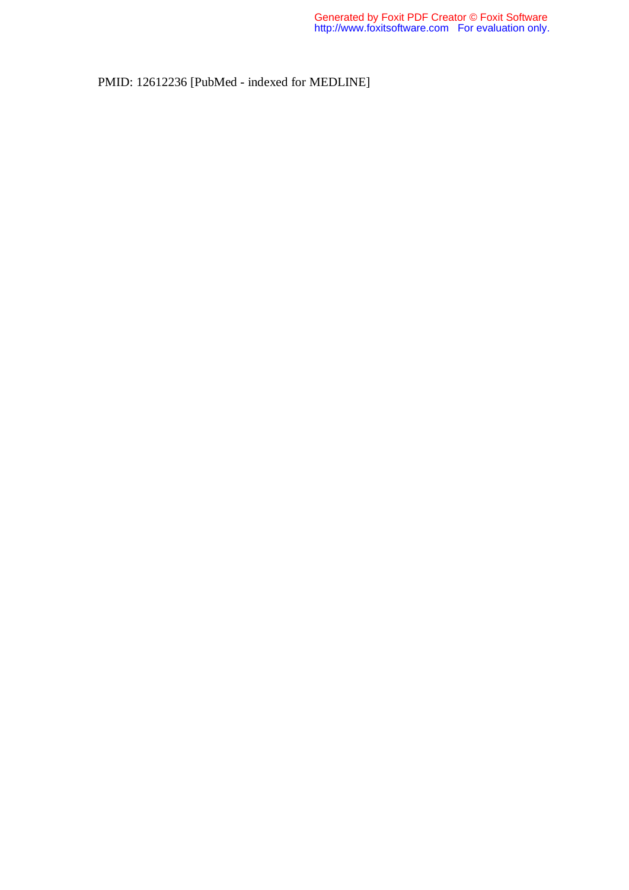PMID: 12612236 [PubMed - indexed for MEDLINE]